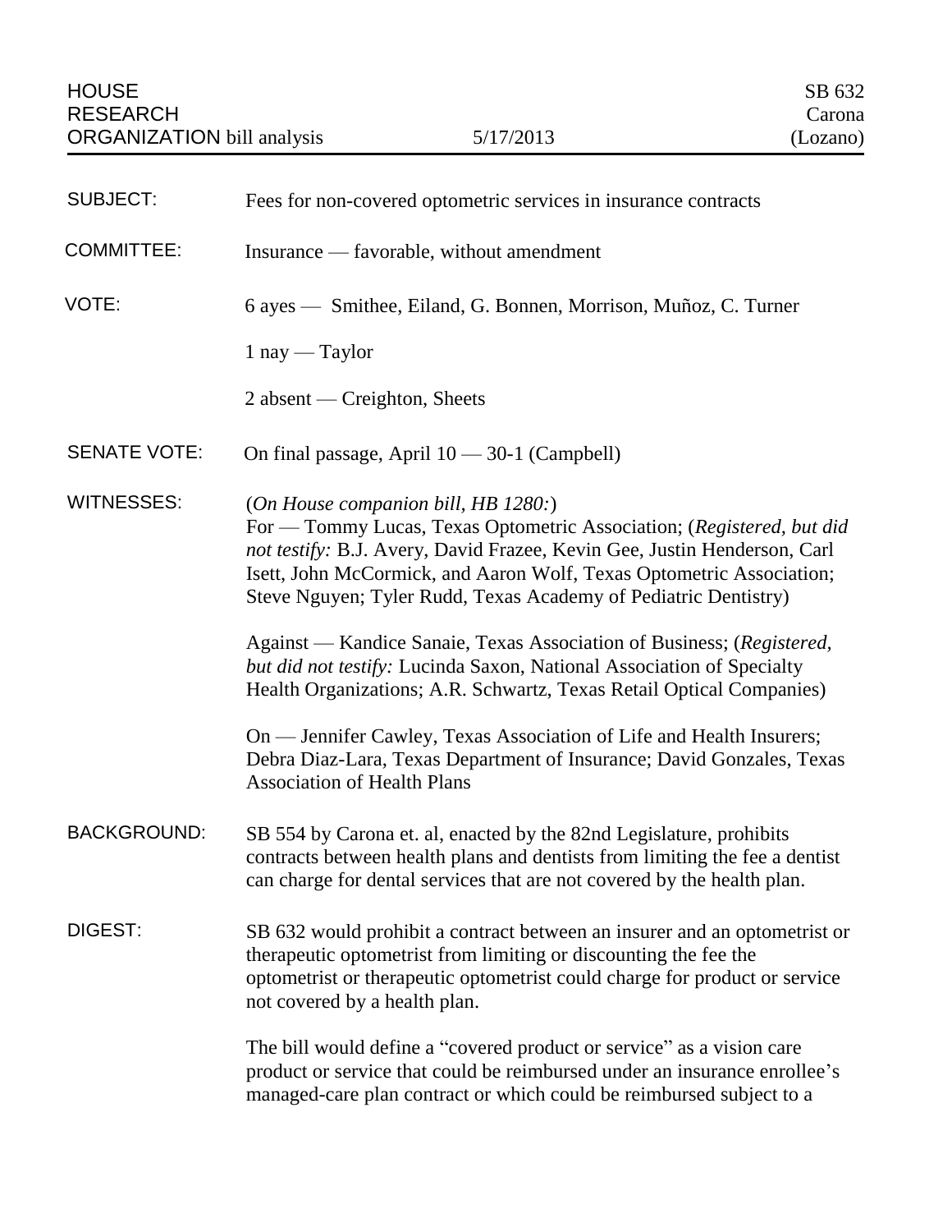HOUSE RESEARCH ORGANIZATION bill analysis

5/17/2013

SB 632
Carona
(Lozano)

**SUBJECT:** Fees for non-covered optometric services in insurance contracts

**COMMITTEE:** Insurance — favorable, without amendment

**VOTE:** 6 ayes — Smithee, Eiland, G. Bonnen, Morrison, Muñoz, C. Turner

1 nay — Taylor

2 absent — Creighton, Sheets

**SENATE VOTE:** On final passage, April 10 — 30-1 (Campbell)

**WITNESSES:** (*On House companion bill, HB 1280:*)
For — Tommy Lucas, Texas Optometric Association; (*Registered, but did not testify:* B.J. Avery, David Frazee, Kevin Gee, Justin Henderson, Carl Isett, John McCormick, and Aaron Wolf, Texas Optometric Association; Steve Nguyen; Tyler Rudd, Texas Academy of Pediatric Dentistry)

Against — Kandice Sanaie, Texas Association of Business; (*Registered, but did not testify:* Lucinda Saxon, National Association of Specialty Health Organizations; A.R. Schwartz, Texas Retail Optical Companies)

On — Jennifer Cawley, Texas Association of Life and Health Insurers; Debra Diaz-Lara, Texas Department of Insurance; David Gonzales, Texas Association of Health Plans

**BACKGROUND:** SB 554 by Carona et. al, enacted by the 82nd Legislature, prohibits contracts between health plans and dentists from limiting the fee a dentist can charge for dental services that are not covered by the health plan.

**DIGEST:** SB 632 would prohibit a contract between an insurer and an optometrist or therapeutic optometrist from limiting or discounting the fee the optometrist or therapeutic optometrist could charge for product or service not covered by a health plan.

The bill would define a "covered product or service" as a vision care product or service that could be reimbursed under an insurance enrollee's managed-care plan contract or which could be reimbursed subject to a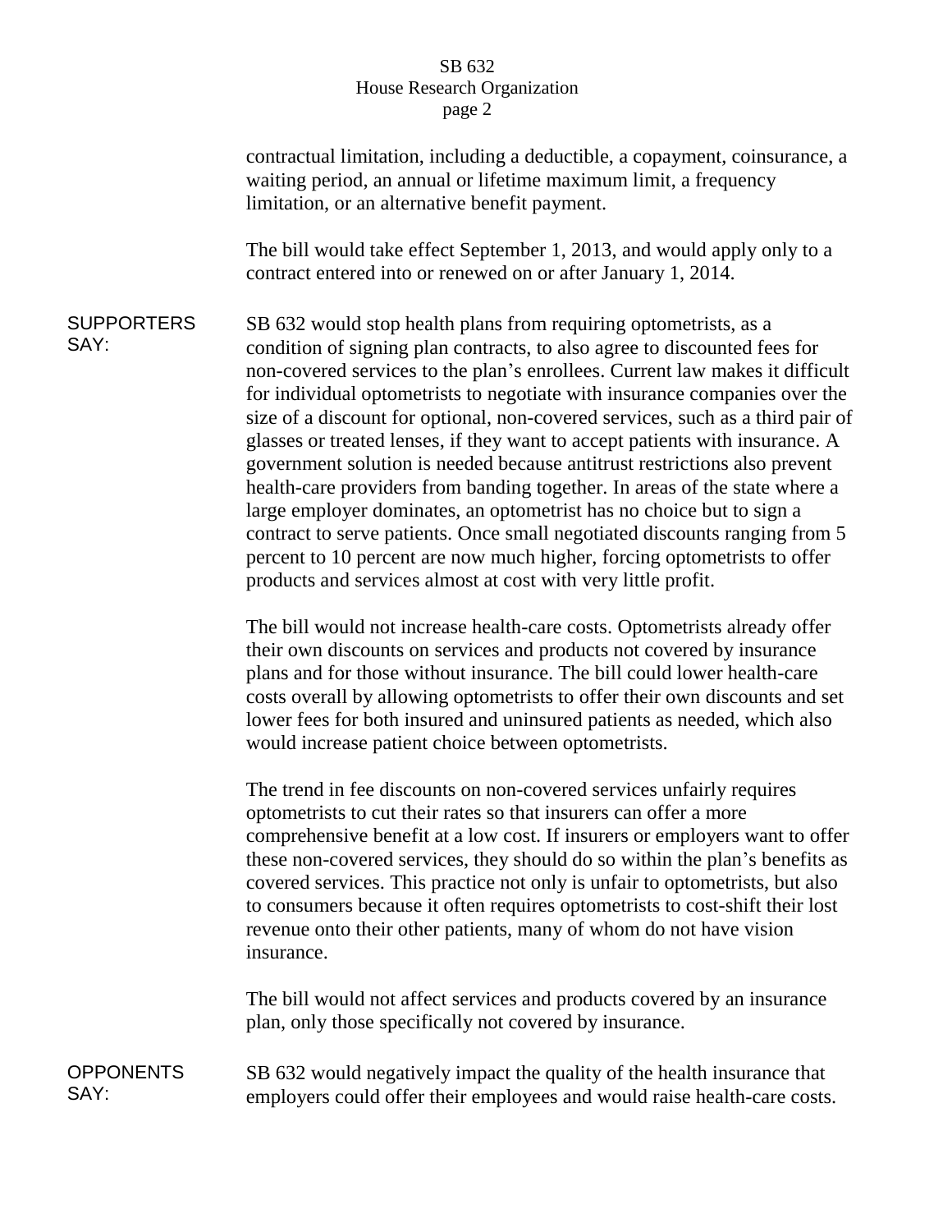contractual limitation, including a deductible, a copayment, coinsurance, a waiting period, an annual or lifetime maximum limit, a frequency limitation, or an alternative benefit payment.

The bill would take effect September 1, 2013, and would apply only to a contract entered into or renewed on or after January 1, 2014.

**SUPPORTERS SAY:**

SB 632 would stop health plans from requiring optometrists, as a condition of signing plan contracts, to also agree to discounted fees for non-covered services to the plan's enrollees. Current law makes it difficult for individual optometrists to negotiate with insurance companies over the size of a discount for optional, non-covered services, such as a third pair of glasses or treated lenses, if they want to accept patients with insurance. A government solution is needed because antitrust restrictions also prevent health-care providers from banding together. In areas of the state where a large employer dominates, an optometrist has no choice but to sign a contract to serve patients. Once small negotiated discounts ranging from 5 percent to 10 percent are now much higher, forcing optometrists to offer products and services almost at cost with very little profit.

The bill would not increase health-care costs. Optometrists already offer their own discounts on services and products not covered by insurance plans and for those without insurance. The bill could lower health-care costs overall by allowing optometrists to offer their own discounts and set lower fees for both insured and uninsured patients as needed, which also would increase patient choice between optometrists.

The trend in fee discounts on non-covered services unfairly requires optometrists to cut their rates so that insurers can offer a more comprehensive benefit at a low cost. If insurers or employers want to offer these non-covered services, they should do so within the plan's benefits as covered services. This practice not only is unfair to optometrists, but also to consumers because it often requires optometrists to cost-shift their lost revenue onto their other patients, many of whom do not have vision insurance.

The bill would not affect services and products covered by an insurance plan, only those specifically not covered by insurance.

**OPPONENTS SAY:**

SB 632 would negatively impact the quality of the health insurance that employers could offer their employees and would raise health-care costs.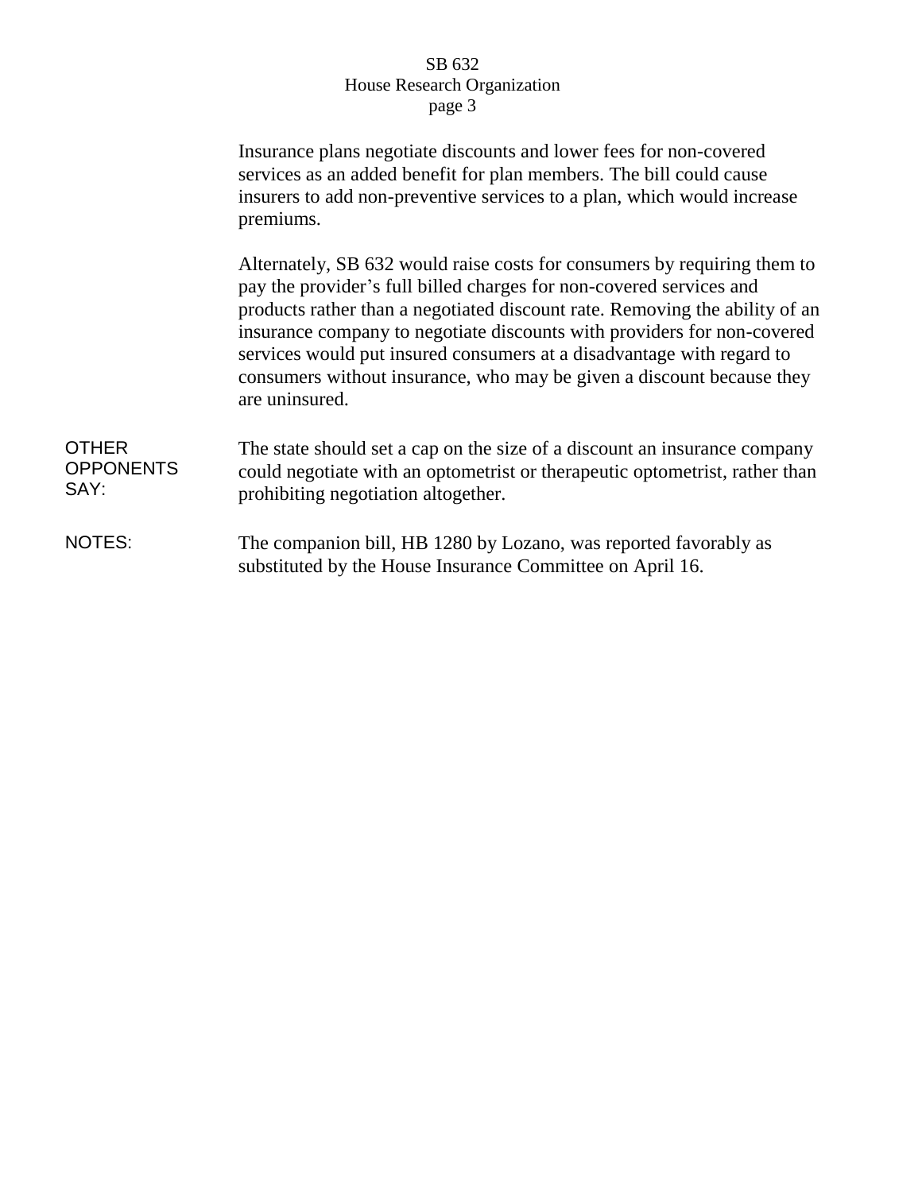Insurance plans negotiate discounts and lower fees for non-covered services as an added benefit for plan members. The bill could cause insurers to add non-preventive services to a plan, which would increase premiums.

Alternately, SB 632 would raise costs for consumers by requiring them to pay the provider's full billed charges for non-covered services and products rather than a negotiated discount rate. Removing the ability of an insurance company to negotiate discounts with providers for non-covered services would put insured consumers at a disadvantage with regard to consumers without insurance, who may be given a discount because they are uninsured.

**OTHER OPPONENTS SAY:**

The state should set a cap on the size of a discount an insurance company could negotiate with an optometrist or therapeutic optometrist, rather than prohibiting negotiation altogether.

**NOTES:**

The companion bill, HB 1280 by Lozano, was reported favorably as substituted by the House Insurance Committee on April 16.